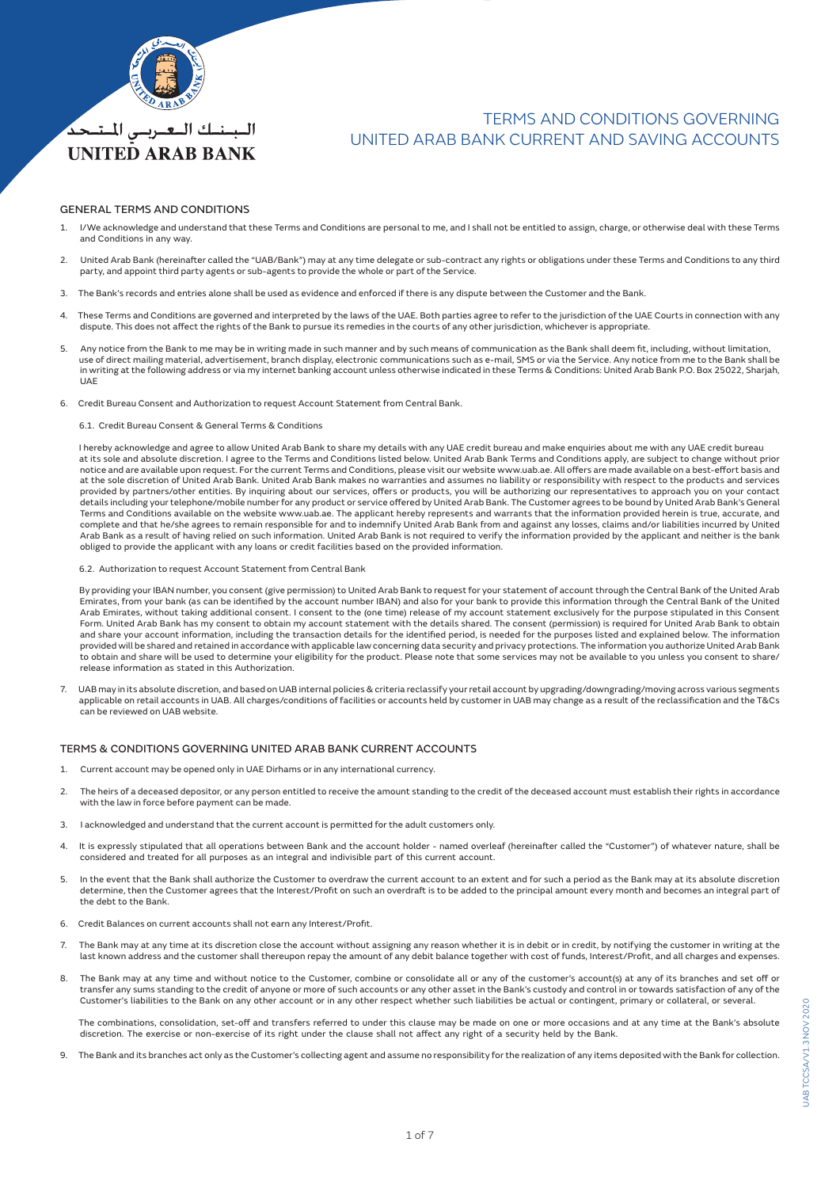البـنـك الـعـربـي المـتـحـد
UNITED ARAB BANK

# TERMS AND CONDITIONS GOVERNING UNITED ARAB BANK CURRENT AND SAVING ACCOUNTS

## GENERAL TERMS AND CONDITIONS

1. I/We acknowledge and understand that these Terms and Conditions are personal to me, and I shall not be entitled to assign, charge, or otherwise deal with these Terms and Conditions in any way.

2. United Arab Bank (hereinafter called the "UAB/Bank") may at any time delegate or sub-contract any rights or obligations under these Terms and Conditions to any third party, and appoint third party agents or sub-agents to provide the whole or part of the Service.

3. The Bank's records and entries alone shall be used as evidence and enforced if there is any dispute between the Customer and the Bank.

4. These Terms and Conditions are governed and interpreted by the laws of the UAE. Both parties agree to refer to the jurisdiction of the UAE Courts in connection with any dispute. This does not affect the rights of the Bank to pursue its remedies in the courts of any other jurisdiction, whichever is appropriate.

5. Any notice from the Bank to me may be in writing made in such manner and by such means of communication as the Bank shall deem fit, including, without limitation, use of direct mailing material, advertisement, branch display, electronic communications such as e-mail, SMS or via the Service. Any notice from me to the Bank shall be in writing at the following address or via my internet banking account unless otherwise indicated in these Terms & Conditions: United Arab Bank P.O. Box 25022, Sharjah, UAE

6. Credit Bureau Consent and Authorization to request Account Statement from Central Bank.

   6.1. Credit Bureau Consent & General Terms & Conditions

   I hereby acknowledge and agree to allow United Arab Bank to share my details with any UAE credit bureau and make enquiries about me with any UAE credit bureau at its sole and absolute discretion. I agree to the Terms and Conditions listed below. United Arab Bank Terms and Conditions apply, are subject to change without prior notice and are available upon request. For the current Terms and Conditions, please visit our website www.uab.ae. All offers are made available on a best-effort basis and at the sole discretion of United Arab Bank. United Arab Bank makes no warranties and assumes no liability or responsibility with respect to the products and services provided by partners/other entities. By inquiring about our services, offers or products, you will be authorizing our representatives to approach you on your contact details including your telephone/mobile number for any product or service offered by United Arab Bank. The Customer agrees to be bound by United Arab Bank's General Terms and Conditions available on the website www.uab.ae. The applicant hereby represents and warrants that the information provided herein is true, accurate, and complete and that he/she agrees to remain responsible for and to indemnify United Arab Bank from and against any losses, claims and/or liabilities incurred by United Arab Bank as a result of having relied on such information. United Arab Bank is not required to verify the information provided by the applicant and neither is the bank obliged to provide the applicant with any loans or credit facilities based on the provided information.

   6.2. Authorization to request Account Statement from Central Bank

   By providing your IBAN number, you consent (give permission) to United Arab Bank to request for your statement of account through the Central Bank of the United Arab Emirates, from your bank (as can be identified by the account number IBAN) and also for your bank to provide this information through the Central Bank of the United Arab Emirates, without taking additional consent. I consent to the (one time) release of my account statement exclusively for the purpose stipulated in this Consent Form. United Arab Bank has my consent to obtain my account statement with the details shared. The consent (permission) is required for United Arab Bank to obtain and share your account information, including the transaction details for the identified period, is needed for the purposes listed and explained below. The information provided will be shared and retained in accordance with applicable law concerning data security and privacy protections. The information you authorize United Arab Bank to obtain and share will be used to determine your eligibility for the product. Please note that some services may not be available to you unless you consent to share/release information as stated in this Authorization.

7. UAB may in its absolute discretion, and based on UAB internal policies & criteria reclassify your retail account by upgrading/downgrading/moving across various segments applicable on retail accounts in UAB. All charges/conditions of facilities or accounts held by customer in UAB may change as a result of the reclassification and the T&Cs can be reviewed on UAB website.

## TERMS & CONDITIONS GOVERNING UNITED ARAB BANK CURRENT ACCOUNTS

1. Current account may be opened only in UAE Dirhams or in any international currency.

2. The heirs of a deceased depositor, or any person entitled to receive the amount standing to the credit of the deceased account must establish their rights in accordance with the law in force before payment can be made.

3. I acknowledged and understand that the current account is permitted for the adult customers only.

4. It is expressly stipulated that all operations between Bank and the account holder - named overleaf (hereinafter called the "Customer") of whatever nature, shall be considered and treated for all purposes as an integral and indivisible part of this current account.

5. In the event that the Bank shall authorize the Customer to overdraw the current account to an extent and for such a period as the Bank may at its absolute discretion determine, then the Customer agrees that the Interest/Profit on such an overdraft is to be added to the principal amount every month and becomes an integral part of the debt to the Bank.

6. Credit Balances on current accounts shall not earn any Interest/Profit.

7. The Bank may at any time at its discretion close the account without assigning any reason whether it is in debit or in credit, by notifying the customer in writing at the last known address and the customer shall thereupon repay the amount of any debit balance together with cost of funds, Interest/Profit, and all charges and expenses.

8. The Bank may at any time and without notice to the Customer, combine or consolidate all or any of the customer's account(s) at any of its branches and set off or transfer any sums standing to the credit of anyone or more of such accounts or any other asset in the Bank's custody and control in or towards satisfaction of any of the Customer's liabilities to the Bank on any other account or in any other respect whether such liabilities be actual or contingent, primary or collateral, or several.

   The combinations, consolidation, set-off and transfers referred to under this clause may be made on one or more occasions and at any time at the Bank's absolute discretion. The exercise or non-exercise of its right under the clause shall not affect any right of a security held by the Bank.

9. The Bank and its branches act only as the Customer's collecting agent and assume no responsibility for the realization of any items deposited with the Bank for collection.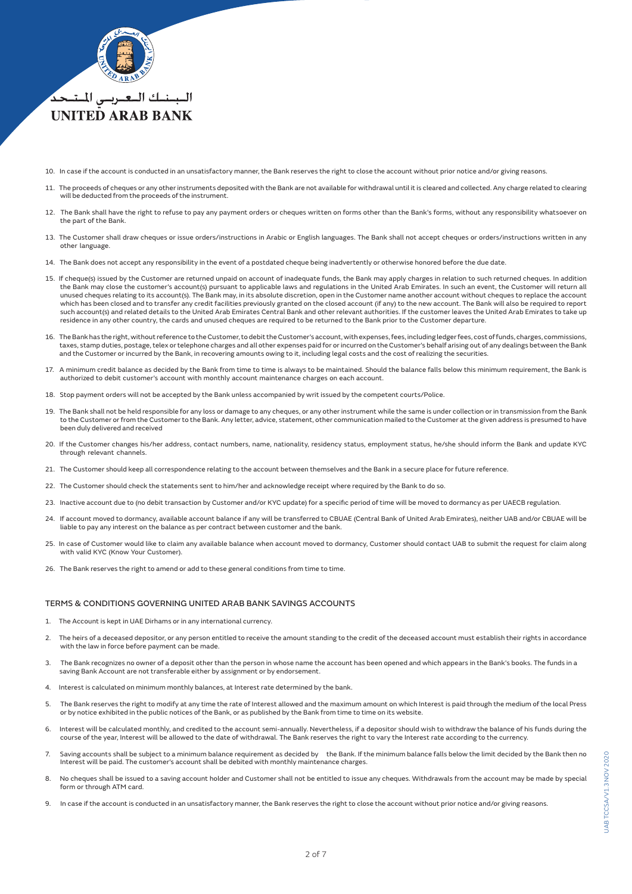10. In case if the account is conducted in an unsatisfactory manner, the Bank reserves the right to close the account without prior notice and/or giving reasons.

11. The proceeds of cheques or any other instruments deposited with the Bank are not available for withdrawal until it is cleared and collected. Any charge related to clearing will be deducted from the proceeds of the instrument.

12. The Bank shall have the right to refuse to pay any payment orders or cheques written on forms other than the Bank's forms, without any responsibility whatsoever on the part of the Bank.

13. The Customer shall draw cheques or issue orders/instructions in Arabic or English languages. The Bank shall not accept cheques or orders/instructions written in any other language.

14. The Bank does not accept any responsibility in the event of a postdated cheque being inadvertently or otherwise honored before the due date.

15. If cheque(s) issued by the Customer are returned unpaid on account of inadequate funds, the Bank may apply charges in relation to such returned cheques. In addition the Bank may close the customer's account(s) pursuant to applicable laws and regulations in the United Arab Emirates. In such an event, the Customer will return all unused cheques relating to its account(s). The Bank may, in its absolute discretion, open in the Customer name another account without cheques to replace the account which has been closed and to transfer any credit facilities previously granted on the closed account (if any) to the new account. The Bank will also be required to report such account(s) and related details to the United Arab Emirates Central Bank and other relevant authorities. If the customer leaves the United Arab Emirates to take up residence in any other country, the cards and unused cheques are required to be returned to the Bank prior to the Customer departure.

16. The Bank has the right, without reference to the Customer, to debit the Customer's account, with expenses, fees, including ledger fees, cost of funds, charges, commissions, taxes, stamp duties, postage, telex or telephone charges and all other expenses paid for or incurred on the Customer's behalf arising out of any dealings between the Bank and the Customer or incurred by the Bank, in recovering amounts owing to it, including legal costs and the cost of realizing the securities.

17. A minimum credit balance as decided by the Bank from time to time is always to be maintained. Should the balance falls below this minimum requirement, the Bank is authorized to debit customer's account with monthly account maintenance charges on each account.

18. Stop payment orders will not be accepted by the Bank unless accompanied by writ issued by the competent courts/Police.

19. The Bank shall not be held responsible for any loss or damage to any cheques, or any other instrument while the same is under collection or in transmission from the Bank to the Customer or from the Customer to the Bank. Any letter, advice, statement, other communication mailed to the Customer at the given address is presumed to have been duly delivered and received

20. If the Customer changes his/her address, contact numbers, name, nationality, residency status, employment status, he/she should inform the Bank and update KYC through relevant channels.

21. The Customer should keep all correspondence relating to the account between themselves and the Bank in a secure place for future reference.

22. The Customer should check the statements sent to him/her and acknowledge receipt where required by the Bank to do so.

23. Inactive account due to (no debit transaction by Customer and/or KYC update) for a specific period of time will be moved to dormancy as per UAECB regulation.

24. If account moved to dormancy, available account balance if any will be transferred to CBUAE (Central Bank of United Arab Emirates), neither UAB and/or CBUAE will be liable to pay any interest on the balance as per contract between customer and the bank.

25. In case of Customer would like to claim any available balance when account moved to dormancy, Customer should contact UAB to submit the request for claim along with valid KYC (Know Your Customer).

26. The Bank reserves the right to amend or add to these general conditions from time to time.

## TERMS & CONDITIONS GOVERNING UNITED ARAB BANK SAVINGS ACCOUNTS

1. The Account is kept in UAE Dirhams or in any international currency.

2. The heirs of a deceased depositor, or any person entitled to receive the amount standing to the credit of the deceased account must establish their rights in accordance with the law in force before payment can be made.

3. The Bank recognizes no owner of a deposit other than the person in whose name the account has been opened and which appears in the Bank's books. The funds in a saving Bank Account are not transferable either by assignment or by endorsement.

4. Interest is calculated on minimum monthly balances, at Interest rate determined by the bank.

5. The Bank reserves the right to modify at any time the rate of Interest allowed and the maximum amount on which Interest is paid through the medium of the local Press or by notice exhibited in the public notices of the Bank, or as published by the Bank from time to time on its website.

6. Interest will be calculated monthly, and credited to the account semi-annually. Nevertheless, if a depositor should wish to withdraw the balance of his funds during the course of the year, Interest will be allowed to the date of withdrawal. The Bank reserves the right to vary the Interest rate according to the currency.

7. Saving accounts shall be subject to a minimum balance requirement as decided by the Bank. If the minimum balance falls below the limit decided by the Bank then no Interest will be paid. The customer's account shall be debited with monthly maintenance charges.

8. No cheques shall be issued to a saving account holder and Customer shall not be entitled to issue any cheques. Withdrawals from the account may be made by special form or through ATM card.

9. In case if the account is conducted in an unsatisfactory manner, the Bank reserves the right to close the account without prior notice and/or giving reasons.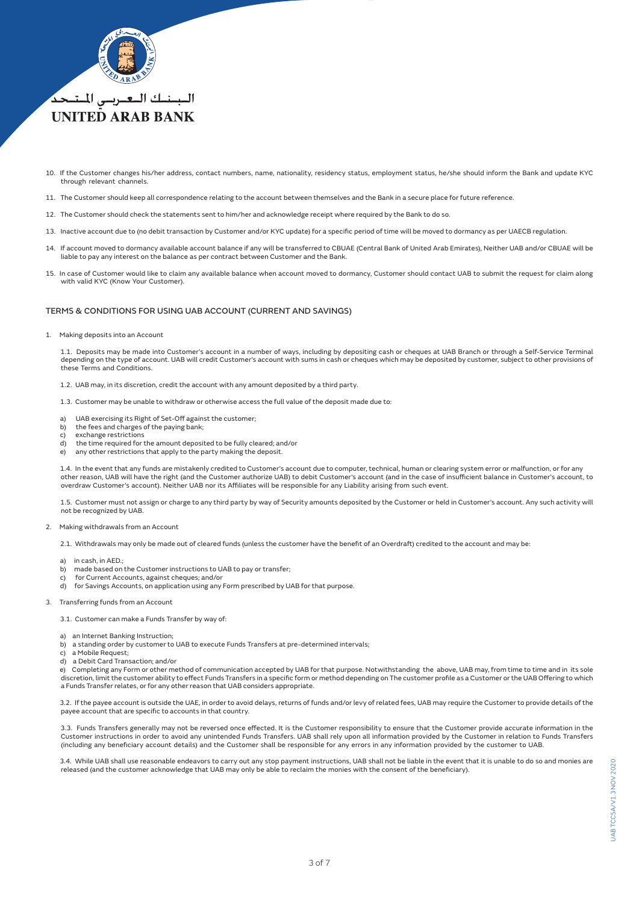10. If the Customer changes his/her address, contact numbers, name, nationality, residency status, employment status, he/she should inform the Bank and update KYC through relevant channels.

11. The Customer should keep all correspondence relating to the account between themselves and the Bank in a secure place for future reference.

12. The Customer should check the statements sent to him/her and acknowledge receipt where required by the Bank to do so.

13. Inactive account due to (no debit transaction by Customer and/or KYC update) for a specific period of time will be moved to dormancy as per UAECB regulation.

14. If account moved to dormancy available account balance if any will be transferred to CBUAE (Central Bank of United Arab Emirates), Neither UAB and/or CBUAE will be liable to pay any interest on the balance as per contract between Customer and the Bank.

15. In case of Customer would like to claim any available balance when account moved to dormancy, Customer should contact UAB to submit the request for claim along with valid KYC (Know Your Customer).

## TERMS & CONDITIONS FOR USING UAB ACCOUNT (CURRENT AND SAVINGS)

1. Making deposits into an Account

1.1. Deposits may be made into Customer's account in a number of ways, including by depositing cash or cheques at UAB Branch or through a Self-Service Terminal depending on the type of account. UAB will credit Customer's account with sums in cash or cheques which may be deposited by customer, subject to other provisions of these Terms and Conditions.

1.2. UAB may, in its discretion, credit the account with any amount deposited by a third party.

1.3. Customer may be unable to withdraw or otherwise access the full value of the deposit made due to:

a) UAB exercising its Right of Set-Off against the customer;
b) the fees and charges of the paying bank;
c) exchange restrictions
d) the time required for the amount deposited to be fully cleared; and/or
e) any other restrictions that apply to the party making the deposit.

1.4. In the event that any funds are mistakenly credited to Customer's account due to computer, technical, human or clearing system error or malfunction, or for any other reason, UAB will have the right (and the Customer authorize UAB) to debit Customer's account (and in the case of insufficient balance in Customer's account, to overdraw Customer's account). Neither UAB nor its Affiliates will be responsible for any Liability arising from such event.

1.5. Customer must not assign or charge to any third party by way of Security amounts deposited by the Customer or held in Customer's account. Any such activity will not be recognized by UAB.

2. Making withdrawals from an Account

2.1. Withdrawals may only be made out of cleared funds (unless the customer have the benefit of an Overdraft) credited to the account and may be:

a) in cash, in AED.;
b) made based on the Customer instructions to UAB to pay or transfer;
c) for Current Accounts, against cheques; and/or
d) for Savings Accounts, on application using any Form prescribed by UAB for that purpose.

3. Transferring funds from an Account

3.1. Customer can make a Funds Transfer by way of:

a) an Internet Banking Instruction;
b) a standing order by customer to UAB to execute Funds Transfers at pre-determined intervals;
c) a Mobile Request;
d) a Debit Card Transaction; and/or
e) Completing any Form or other method of communication accepted by UAB for that purpose. Notwithstanding the above, UAB may, from time to time and in its sole discretion, limit the customer ability to effect Funds Transfers in a specific form or method depending on The customer profile as a Customer or the UAB Offering to which a Funds Transfer relates, or for any other reason that UAB considers appropriate.

3.2. If the payee account is outside the UAE, in order to avoid delays, returns of funds and/or levy of related fees, UAB may require the Customer to provide details of the payee account that are specific to accounts in that country.

3.3. Funds Transfers generally may not be reversed once effected. It is the Customer responsibility to ensure that the Customer provide accurate information in the Customer instructions in order to avoid any unintended Funds Transfers. UAB shall rely upon all information provided by the Customer in relation to Funds Transfers (including any beneficiary account details) and the Customer shall be responsible for any errors in any information provided by the customer to UAB.

3.4. While UAB shall use reasonable endeavors to carry out any stop payment instructions, UAB shall not be liable in the event that it is unable to do so and monies are released (and the customer acknowledge that UAB may only be able to reclaim the monies with the consent of the beneficiary).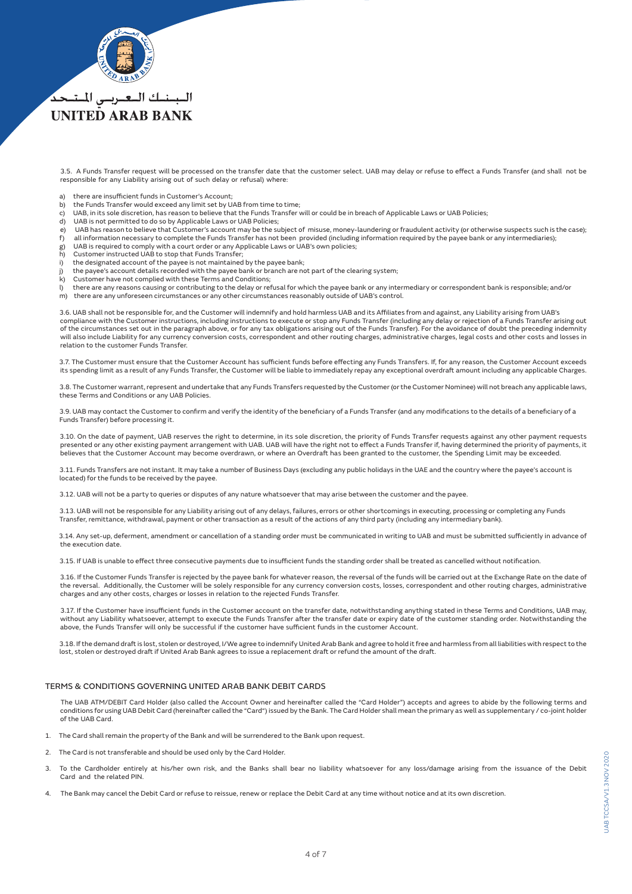3.5. A Funds Transfer request will be processed on the transfer date that the customer select. UAB may delay or refuse to effect a Funds Transfer (and shall not be responsible for any Liability arising out of such delay or refusal) where:

a) there are insufficient funds in Customer's Account;
b) the Funds Transfer would exceed any limit set by UAB from time to time;
c) UAB, in its sole discretion, has reason to believe that the Funds Transfer will or could be in breach of Applicable Laws or UAB Policies;
d) UAB is not permitted to do so by Applicable Laws or UAB Policies;
e) UAB has reason to believe that Customer's account may be the subject of misuse, money-laundering or fraudulent activity (or otherwise suspects such is the case);
f) all information necessary to complete the Funds Transfer has not been provided (including information required by the payee bank or any intermediaries);
g) UAB is required to comply with a court order or any Applicable Laws or UAB's own policies;
h) Customer instructed UAB to stop that Funds Transfer;
i) the designated account of the payee is not maintained by the payee bank;
j) the payee's account details recorded with the payee bank or branch are not part of the clearing system;
k) Customer have not complied with these Terms and Conditions;
l) there are any reasons causing or contributing to the delay or refusal for which the payee bank or any intermediary or correspondent bank is responsible; and/or
m) there are any unforeseen circumstances or any other circumstances reasonably outside of UAB's control.

3.6. UAB shall not be responsible for, and the Customer will indemnify and hold harmless UAB and its Affiliates from and against, any Liability arising from UAB's compliance with the Customer instructions, including instructions to execute or stop any Funds Transfer (including any delay or rejection of a Funds Transfer arising out of the circumstances set out in the paragraph above, or for any tax obligations arising out of the Funds Transfer). For the avoidance of doubt the preceding indemnity will also include Liability for any currency conversion costs, correspondent and other routing charges, administrative charges, legal costs and other costs and losses in relation to the customer Funds Transfer.

3.7. The Customer must ensure that the Customer Account has sufficient funds before effecting any Funds Transfers. If, for any reason, the Customer Account exceeds its spending limit as a result of any Funds Transfer, the Customer will be liable to immediately repay any exceptional overdraft amount including any applicable Charges.

3.8. The Customer warrant, represent and undertake that any Funds Transfers requested by the Customer (or the Customer Nominee) will not breach any applicable laws, these Terms and Conditions or any UAB Policies.

3.9. UAB may contact the Customer to confirm and verify the identity of the beneficiary of a Funds Transfer (and any modifications to the details of a beneficiary of a Funds Transfer) before processing it.

3.10. On the date of payment, UAB reserves the right to determine, in its sole discretion, the priority of Funds Transfer requests against any other payment requests presented or any other existing payment arrangement with UAB. UAB will have the right not to effect a Funds Transfer if, having determined the priority of payments, it believes that the Customer Account may become overdrawn, or where an Overdraft has been granted to the customer, the Spending Limit may be exceeded.

3.11. Funds Transfers are not instant. It may take a number of Business Days (excluding any public holidays in the UAE and the country where the payee's account is located) for the funds to be received by the payee.

3.12. UAB will not be a party to queries or disputes of any nature whatsoever that may arise between the customer and the payee.

3.13. UAB will not be responsible for any Liability arising out of any delays, failures, errors or other shortcomings in executing, processing or completing any Funds Transfer, remittance, withdrawal, payment or other transaction as a result of the actions of any third party (including any intermediary bank).

3.14. Any set-up, deferment, amendment or cancellation of a standing order must be communicated in writing to UAB and must be submitted sufficiently in advance of the execution date.

3.15. If UAB is unable to effect three consecutive payments due to insufficient funds the standing order shall be treated as cancelled without notification.

3.16. If the Customer Funds Transfer is rejected by the payee bank for whatever reason, the reversal of the funds will be carried out at the Exchange Rate on the date of the reversal. Additionally, the Customer will be solely responsible for any currency conversion costs, losses, correspondent and other routing charges, administrative charges and any other costs, charges or losses in relation to the rejected Funds Transfer.

3.17. If the Customer have insufficient funds in the Customer account on the transfer date, notwithstanding anything stated in these Terms and Conditions, UAB may, without any Liability whatsoever, attempt to execute the Funds Transfer after the transfer date or expiry date of the customer standing order. Notwithstanding the above, the Funds Transfer will only be successful if the customer have sufficient funds in the customer Account.

3.18. If the demand draft is lost, stolen or destroyed, I/We agree to indemnify United Arab Bank and agree to hold it free and harmless from all liabilities with respect to the lost, stolen or destroyed draft if United Arab Bank agrees to issue a replacement draft or refund the amount of the draft.

## TERMS & CONDITIONS GOVERNING UNITED ARAB BANK DEBIT CARDS

The UAB ATM/DEBIT Card Holder (also called the Account Owner and hereinafter called the "Card Holder") accepts and agrees to abide by the following terms and conditions for using UAB Debit Card (hereinafter called the "Card") issued by the Bank. The Card Holder shall mean the primary as well as supplementary / co-joint holder of the UAB Card.

1. The Card shall remain the property of the Bank and will be surrendered to the Bank upon request.

2. The Card is not transferable and should be used only by the Card Holder.

3. To the Cardholder entirely at his/her own risk, and the Banks shall bear no liability whatsoever for any loss/damage arising from the issuance of the Debit Card and the related PIN.

4. The Bank may cancel the Debit Card or refuse to reissue, renew or replace the Debit Card at any time without notice and at its own discretion.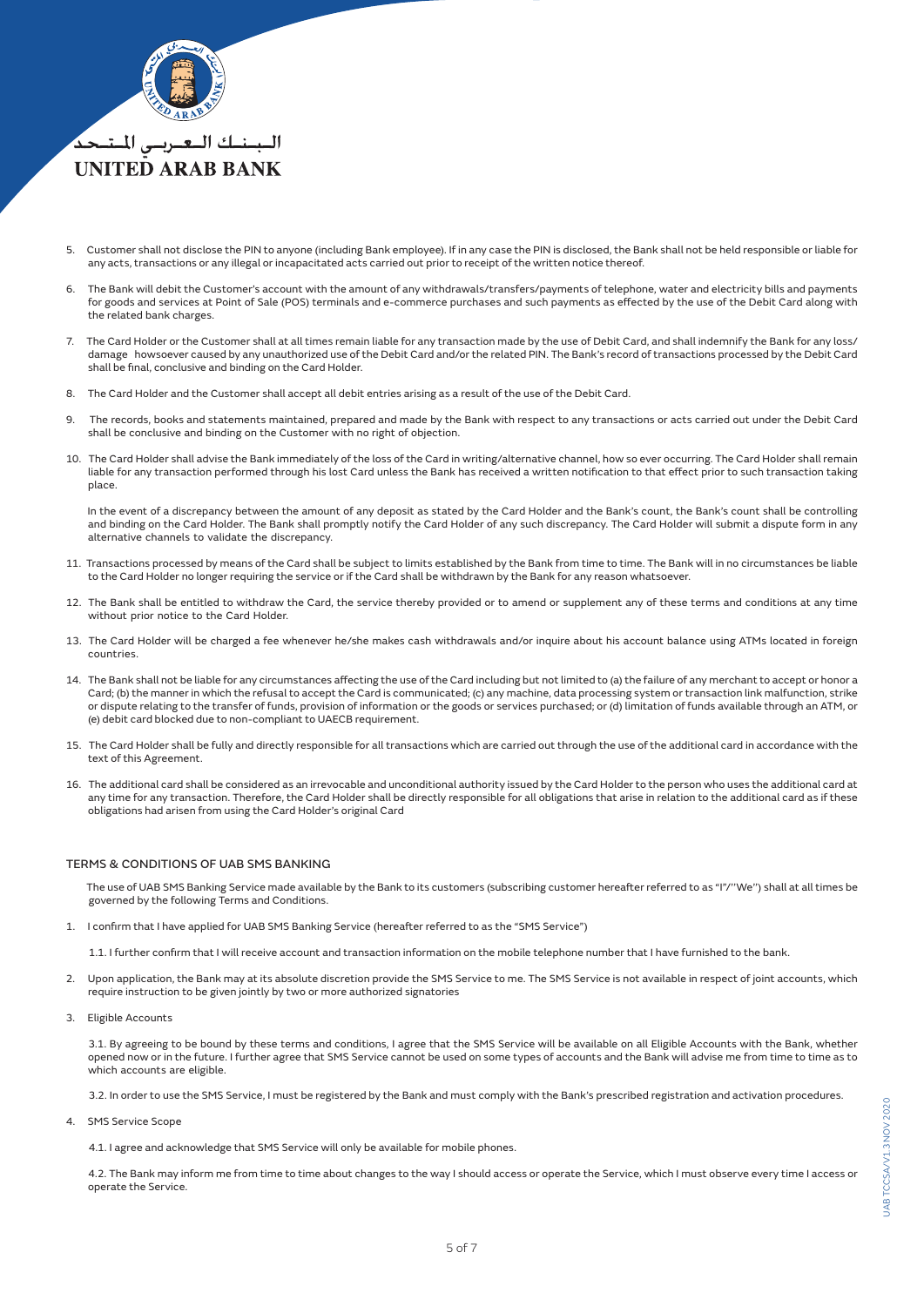5. Customer shall not disclose the PIN to anyone (including Bank employee). If in any case the PIN is disclosed, the Bank shall not be held responsible or liable for any acts, transactions or any illegal or incapacitated acts carried out prior to receipt of the written notice thereof.

6. The Bank will debit the Customer's account with the amount of any withdrawals/transfers/payments of telephone, water and electricity bills and payments for goods and services at Point of Sale (POS) terminals and e-commerce purchases and such payments as effected by the use of the Debit Card along with the related bank charges.

7. The Card Holder or the Customer shall at all times remain liable for any transaction made by the use of Debit Card, and shall indemnify the Bank for any loss/ damage howsoever caused by any unauthorized use of the Debit Card and/or the related PIN. The Bank's record of transactions processed by the Debit Card shall be final, conclusive and binding on the Card Holder.

8. The Card Holder and the Customer shall accept all debit entries arising as a result of the use of the Debit Card.

9. The records, books and statements maintained, prepared and made by the Bank with respect to any transactions or acts carried out under the Debit Card shall be conclusive and binding on the Customer with no right of objection.

10. The Card Holder shall advise the Bank immediately of the loss of the Card in writing/alternative channel, how so ever occurring. The Card Holder shall remain liable for any transaction performed through his lost Card unless the Bank has received a written notification to that effect prior to such transaction taking place.

    In the event of a discrepancy between the amount of any deposit as stated by the Card Holder and the Bank's count, the Bank's count shall be controlling and binding on the Card Holder. The Bank shall promptly notify the Card Holder of any such discrepancy. The Card Holder will submit a dispute form in any alternative channels to validate the discrepancy.

11. Transactions processed by means of the Card shall be subject to limits established by the Bank from time to time. The Bank will in no circumstances be liable to the Card Holder no longer requiring the service or if the Card shall be withdrawn by the Bank for any reason whatsoever.

12. The Bank shall be entitled to withdraw the Card, the service thereby provided or to amend or supplement any of these terms and conditions at any time without prior notice to the Card Holder.

13. The Card Holder will be charged a fee whenever he/she makes cash withdrawals and/or inquire about his account balance using ATMs located in foreign countries.

14. The Bank shall not be liable for any circumstances affecting the use of the Card including but not limited to (a) the failure of any merchant to accept or honor a Card; (b) the manner in which the refusal to accept the Card is communicated; (c) any machine, data processing system or transaction link malfunction, strike or dispute relating to the transfer of funds, provision of information or the goods or services purchased; or (d) limitation of funds available through an ATM, or (e) debit card blocked due to non-compliant to UAECB requirement.

15. The Card Holder shall be fully and directly responsible for all transactions which are carried out through the use of the additional card in accordance with the text of this Agreement.

16. The additional card shall be considered as an irrevocable and unconditional authority issued by the Card Holder to the person who uses the additional card at any time for any transaction. Therefore, the Card Holder shall be directly responsible for all obligations that arise in relation to the additional card as if these obligations had arisen from using the Card Holder's original Card

## TERMS & CONDITIONS OF UAB SMS BANKING

The use of UAB SMS Banking Service made available by the Bank to its customers (subscribing customer hereafter referred to as "I"/"We") shall at all times be governed by the following Terms and Conditions.

1. I confirm that I have applied for UAB SMS Banking Service (hereafter referred to as the "SMS Service")

   1.1. I further confirm that I will receive account and transaction information on the mobile telephone number that I have furnished to the bank.

2. Upon application, the Bank may at its absolute discretion provide the SMS Service to me. The SMS Service is not available in respect of joint accounts, which require instruction to be given jointly by two or more authorized signatories

3. Eligible Accounts

   3.1. By agreeing to be bound by these terms and conditions, I agree that the SMS Service will be available on all Eligible Accounts with the Bank, whether opened now or in the future. I further agree that SMS Service cannot be used on some types of accounts and the Bank will advise me from time to time as to which accounts are eligible.

   3.2. In order to use the SMS Service, I must be registered by the Bank and must comply with the Bank's prescribed registration and activation procedures.

4. SMS Service Scope

   4.1. I agree and acknowledge that SMS Service will only be available for mobile phones.

   4.2. The Bank may inform me from time to time about changes to the way I should access or operate the Service, which I must observe every time I access or operate the Service.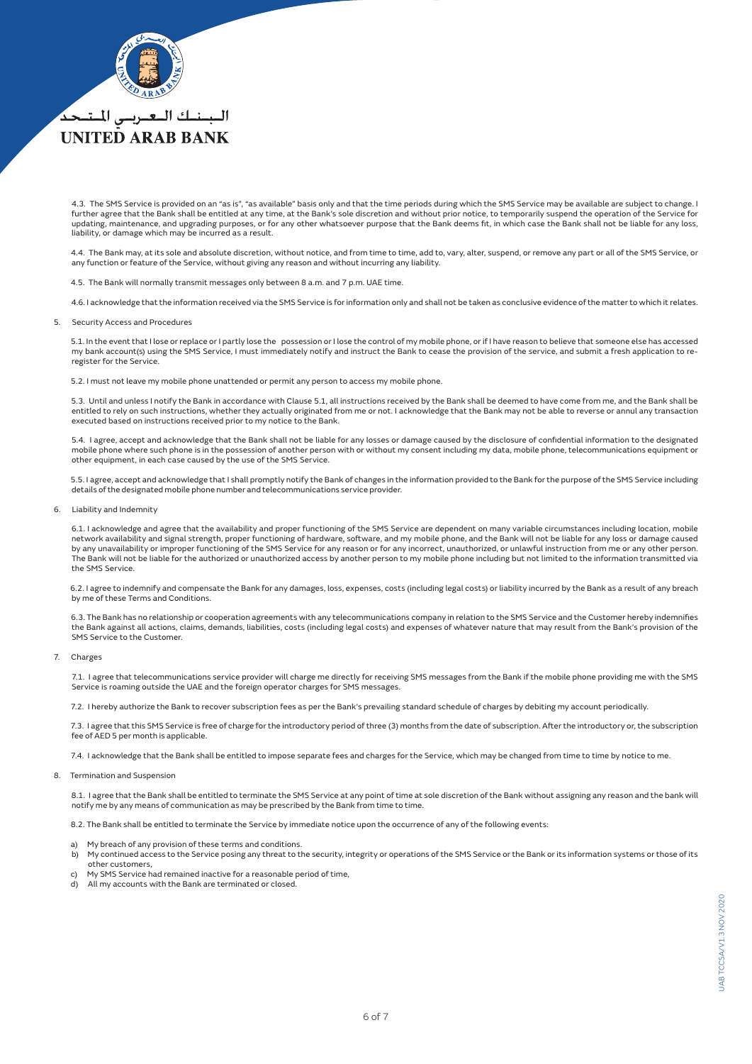4.3. The SMS Service is provided on an "as is", "as available" basis only and that the time periods during which the SMS Service may be available are subject to change. I further agree that the Bank shall be entitled at any time, at the Bank's sole discretion and without prior notice, to temporarily suspend the operation of the Service for updating, maintenance, and upgrading purposes, or for any other whatsoever purpose that the Bank deems fit, in which case the Bank shall not be liable for any loss, liability, or damage which may be incurred as a result.

4.4. The Bank may, at its sole and absolute discretion, without notice, and from time to time, add to, vary, alter, suspend, or remove any part or all of the SMS Service, or any function or feature of the Service, without giving any reason and without incurring any liability.

4.5. The Bank will normally transmit messages only between 8 a.m. and 7 p.m. UAE time.

4.6. I acknowledge that the information received via the SMS Service is for information only and shall not be taken as conclusive evidence of the matter to which it relates.

5. Security Access and Procedures

5.1. In the event that I lose or replace or I partly lose the possession or I lose the control of my mobile phone, or if I have reason to believe that someone else has accessed my bank account(s) using the SMS Service, I must immediately notify and instruct the Bank to cease the provision of the service, and submit a fresh application to re-register for the Service.

5.2. I must not leave my mobile phone unattended or permit any person to access my mobile phone.

5.3. Until and unless I notify the Bank in accordance with Clause 5.1, all instructions received by the Bank shall be deemed to have come from me, and the Bank shall be entitled to rely on such instructions, whether they actually originated from me or not. I acknowledge that the Bank may not be able to reverse or annul any transaction executed based on instructions received prior to my notice to the Bank.

5.4. I agree, accept and acknowledge that the Bank shall not be liable for any losses or damage caused by the disclosure of confidential information to the designated mobile phone where such phone is in the possession of another person with or without my consent including my data, mobile phone, telecommunications equipment or other equipment, in each case caused by the use of the SMS Service.

5.5. I agree, accept and acknowledge that I shall promptly notify the Bank of changes in the information provided to the Bank for the purpose of the SMS Service including details of the designated mobile phone number and telecommunications service provider.

6. Liability and Indemnity

6.1. I acknowledge and agree that the availability and proper functioning of the SMS Service are dependent on many variable circumstances including location, mobile network availability and signal strength, proper functioning of hardware, software, and my mobile phone, and the Bank will not be liable for any loss or damage caused by any unavailability or improper functioning of the SMS Service for any reason or for any incorrect, unauthorized, or unlawful instruction from me or any other person. The Bank will not be liable for the authorized or unauthorized access by another person to my mobile phone including but not limited to the information transmitted via the SMS Service.

6.2. I agree to indemnify and compensate the Bank for any damages, loss, expenses, costs (including legal costs) or liability incurred by the Bank as a result of any breach by me of these Terms and Conditions.

6.3. The Bank has no relationship or cooperation agreements with any telecommunications company in relation to the SMS Service and the Customer hereby indemnifies the Bank against all actions, claims, demands, liabilities, costs (including legal costs) and expenses of whatever nature that may result from the Bank's provision of the SMS Service to the Customer.

7. Charges

7.1. I agree that telecommunications service provider will charge me directly for receiving SMS messages from the Bank if the mobile phone providing me with the SMS Service is roaming outside the UAE and the foreign operator charges for SMS messages.

7.2. I hereby authorize the Bank to recover subscription fees as per the Bank's prevailing standard schedule of charges by debiting my account periodically.

7.3. I agree that this SMS Service is free of charge for the introductory period of three (3) months from the date of subscription. After the introductory or, the subscription fee of AED 5 per month is applicable.

7.4. I acknowledge that the Bank shall be entitled to impose separate fees and charges for the Service, which may be changed from time to time by notice to me.

8. Termination and Suspension

8.1. I agree that the Bank shall be entitled to terminate the SMS Service at any point of time at sole discretion of the Bank without assigning any reason and the bank will notify me by any means of communication as may be prescribed by the Bank from time to time.

8.2. The Bank shall be entitled to terminate the Service by immediate notice upon the occurrence of any of the following events:

a) My breach of any provision of these terms and conditions.
b) My continued access to the Service posing any threat to the security, integrity or operations of the SMS Service or the Bank or its information systems or those of its other customers,
c) My SMS Service had remained inactive for a reasonable period of time,
d) All my accounts with the Bank are terminated or closed.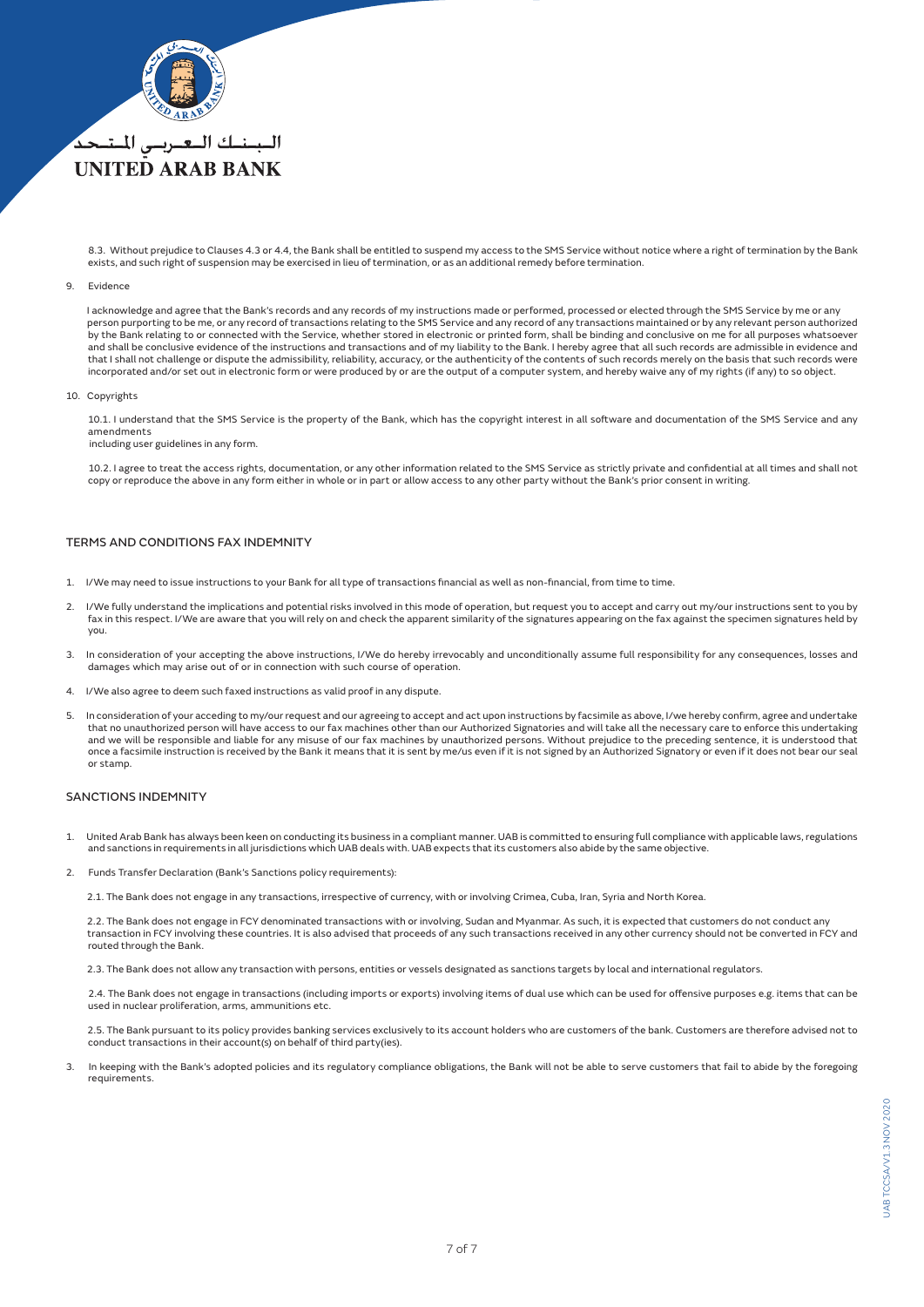8.3. Without prejudice to Clauses 4.3 or 4.4, the Bank shall be entitled to suspend my access to the SMS Service without notice where a right of termination by the Bank exists, and such right of suspension may be exercised in lieu of termination, or as an additional remedy before termination.

9. Evidence

I acknowledge and agree that the Bank's records and any records of my instructions made or performed, processed or elected through the SMS Service by me or any person purporting to be me, or any record of transactions relating to the SMS Service and any record of any transactions maintained or by any relevant person authorized by the Bank relating to or connected with the Service, whether stored in electronic or printed form, shall be binding and conclusive on me for all purposes whatsoever and shall be conclusive evidence of the instructions and transactions and of my liability to the Bank. I hereby agree that all such records are admissible in evidence and that I shall not challenge or dispute the admissibility, reliability, accuracy, or the authenticity of the contents of such records merely on the basis that such records were incorporated and/or set out in electronic form or were produced by or are the output of a computer system, and hereby waive any of my rights (if any) to so object.

10. Copyrights

10.1. I understand that the SMS Service is the property of the Bank, which has the copyright interest in all software and documentation of the SMS Service and any amendments
including user guidelines in any form.

10.2. I agree to treat the access rights, documentation, or any other information related to the SMS Service as strictly private and confidential at all times and shall not copy or reproduce the above in any form either in whole or in part or allow access to any other party without the Bank's prior consent in writing.

## TERMS AND CONDITIONS FAX INDEMNITY

1. I/We may need to issue instructions to your Bank for all type of transactions financial as well as non-financial, from time to time.

2. I/We fully understand the implications and potential risks involved in this mode of operation, but request you to accept and carry out my/our instructions sent to you by fax in this respect. I/We are aware that you will rely on and check the apparent similarity of the signatures appearing on the fax against the specimen signatures held by you.

3. In consideration of your accepting the above instructions, I/We do hereby irrevocably and unconditionally assume full responsibility for any consequences, losses and damages which may arise out of or in connection with such course of operation.

4. I/We also agree to deem such faxed instructions as valid proof in any dispute.

5. In consideration of your acceding to my/our request and our agreeing to accept and act upon instructions by facsimile as above, I/we hereby confirm, agree and undertake that no unauthorized person will have access to our fax machines other than our Authorized Signatories and will take all the necessary care to enforce this undertaking and we will be responsible and liable for any misuse of our fax machines by unauthorized persons. Without prejudice to the preceding sentence, it is understood that once a facsimile instruction is received by the Bank it means that it is sent by me/us even if it is not signed by an Authorized Signatory or even if it does not bear our seal or stamp.

## SANCTIONS INDEMNITY

1. United Arab Bank has always been keen on conducting its business in a compliant manner. UAB is committed to ensuring full compliance with applicable laws, regulations and sanctions in requirements in all jurisdictions which UAB deals with. UAB expects that its customers also abide by the same objective.

2. Funds Transfer Declaration (Bank's Sanctions policy requirements):

2.1. The Bank does not engage in any transactions, irrespective of currency, with or involving Crimea, Cuba, Iran, Syria and North Korea.

2.2. The Bank does not engage in FCY denominated transactions with or involving, Sudan and Myanmar. As such, it is expected that customers do not conduct any transaction in FCY involving these countries. It is also advised that proceeds of any such transactions received in any other currency should not be converted in FCY and routed through the Bank.

2.3. The Bank does not allow any transaction with persons, entities or vessels designated as sanctions targets by local and international regulators.

2.4. The Bank does not engage in transactions (including imports or exports) involving items of dual use which can be used for offensive purposes e.g. items that can be used in nuclear proliferation, arms, ammunitions etc.

2.5. The Bank pursuant to its policy provides banking services exclusively to its account holders who are customers of the bank. Customers are therefore advised not to conduct transactions in their account(s) on behalf of third party(ies).

3. In keeping with the Bank's adopted policies and its regulatory compliance obligations, the Bank will not be able to serve customers that fail to abide by the foregoing requirements.